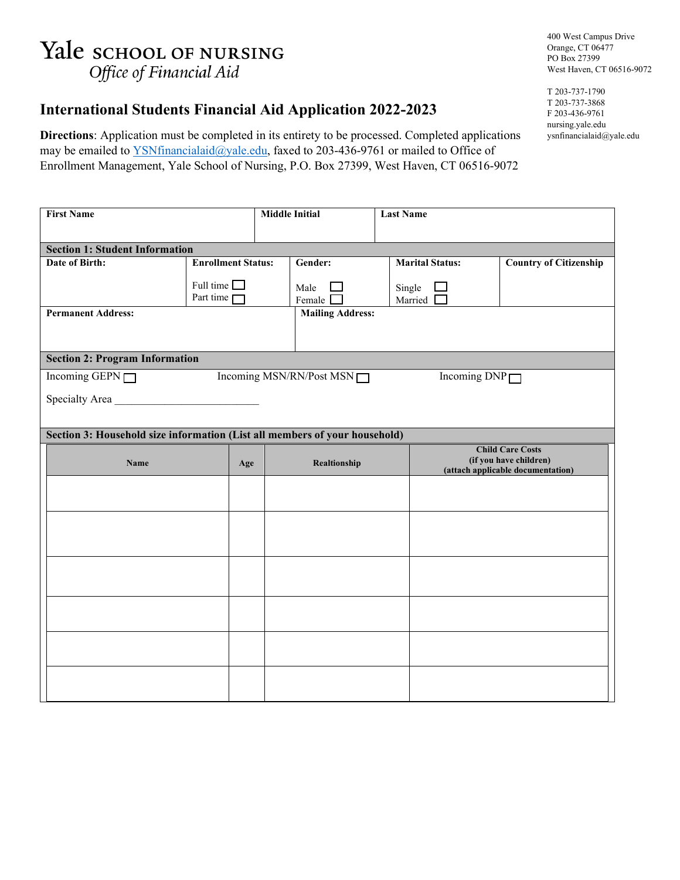Yale SCHOOL OF NURSING
*Office of Financial Aid*

400 West Campus Drive
Orange, CT 06477
PO Box 27399
West Haven, CT 06516-9072

T 203-737-1790
T 203-737-3868
F 203-436-9761
nursing.yale.edu
ysnfinancialaid@yale.edu

# International Students Financial Aid Application 2022-2023

**Directions**: Application must be completed in its entirety to be processed. Completed applications may be emailed to YSNfinancialaid@yale.edu, faxed to 203-436-9761 or mailed to Office of Enrollment Management, Yale School of Nursing, P.O. Box 27399, West Haven, CT 06516-9072

| **First Name** | **Middle Initial** | **Last Name** |
|---|---|---|
| | | |

**Section 1: Student Information**

| **Date of Birth:** | **Enrollment Status:** | **Gender:** | **Marital Status:** | **Country of Citizenship** |
|---|---|---|---|---|
| | Full time ☐<br>Part time ☐ | Male ☐<br>Female ☐ | Single ☐<br>Married ☐ | |

| **Permanent Address:** | **Mailing Address:** |
|---|---|
| | |

**Section 2: Program Information**

Incoming GEPN ☐ Incoming MSN/RN/Post MSN ☐ Incoming DNP ☐

Specialty Area \_\_\_\_\_\_\_\_\_\_\_\_\_\_\_\_\_\_\_\_\_\_\_\_\_\_

**Section 3: Household size information (List all members of your household)**

| Name | Age | Realtionship | Child Care Costs (if you have children) (attach applicable documentation) |
|---|---|---|---|
| | | | |
| | | | |
| | | | |
| | | | |
| | | | |
| | | | |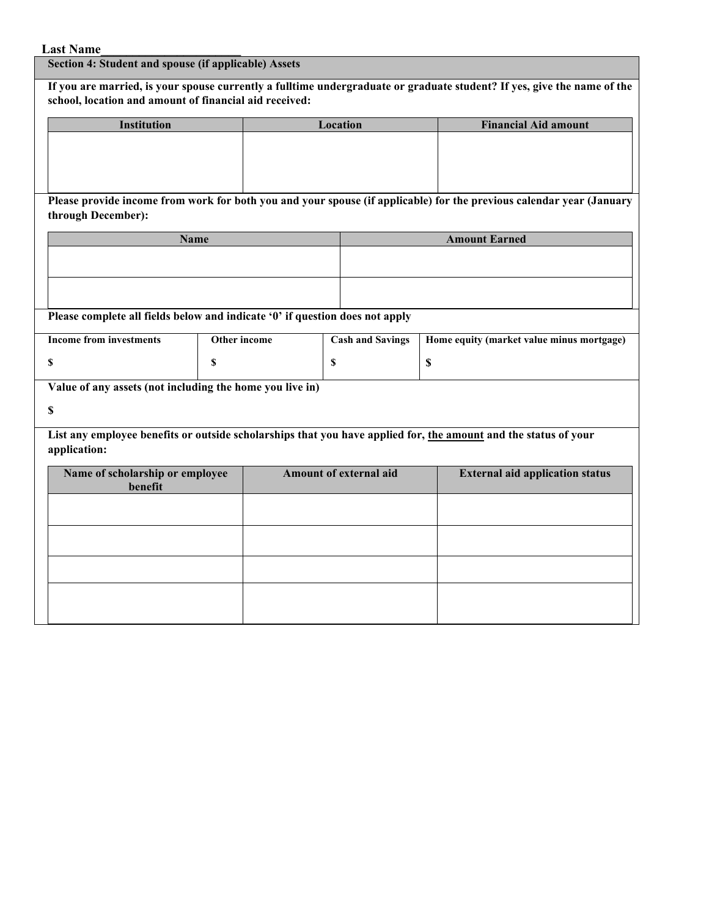Last Name______________________

## Section 4: Student and spouse (if applicable) Assets

**If you are married, is your spouse currently a fulltime undergraduate or graduate student? If yes, give the name of the school, location and amount of financial aid received:**

| Institution | Location | Financial Aid amount |
|---|---|---|
| | | |

**Please provide income from work for both you and your spouse (if applicable) for the previous calendar year (January through December):**

| Name | Amount Earned |
|---|---|
| | |
| | |

**Please complete all fields below and indicate '0' if question does not apply**

| Income from investments | Other income | Cash and Savings | Home equity (market value minus mortgage) |
|---|---|---|---|
| $ | $ | $ | $ |

**Value of any assets (not including the home you live in)**

**$**

**List any employee benefits or outside scholarships that you have applied for, the amount and the status of your application:**

| Name of scholarship or employee benefit | Amount of external aid | External aid application status |
|---|---|---|
| | | |
| | | |
| | | |
| | | |